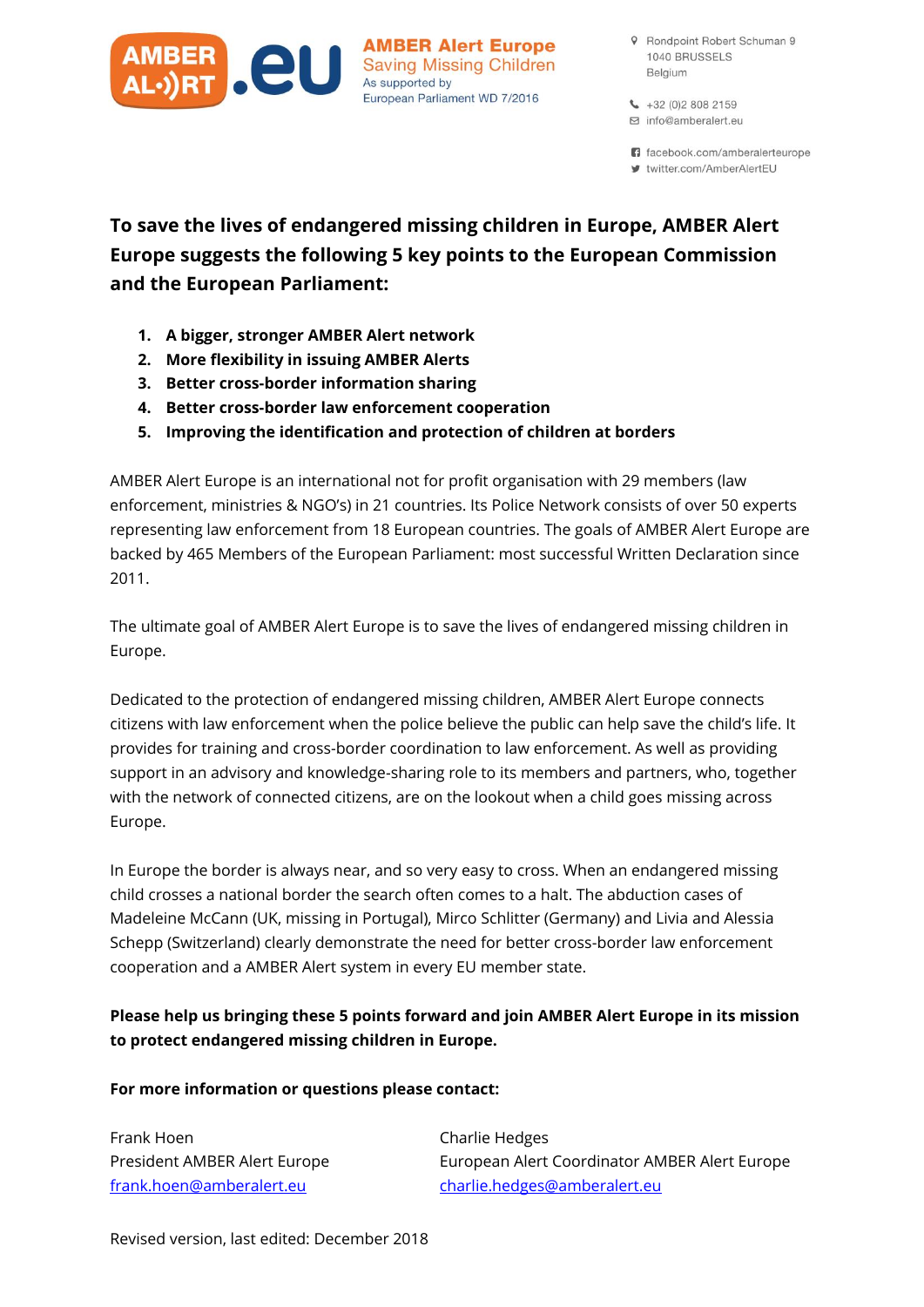AMBER Alert Europe
Saving Missing Children
As supported by
European Parliament WD 7/2016

Rondpoint Robert Schuman 9
1040 BRUSSELS
Belgium

+32 (0)2 808 2159
info@amberalert.eu

facebook.com/amberalerteurope
twitter.com/AmberAlertEU

**To save the lives of endangered missing children in Europe, AMBER Alert Europe suggests the following 5 key points to the European Commission and the European Parliament:**

1. **A bigger, stronger AMBER Alert network**
2. **More flexibility in issuing AMBER Alerts**
3. **Better cross-border information sharing**
4. **Better cross-border law enforcement cooperation**
5. **Improving the identification and protection of children at borders**

AMBER Alert Europe is an international not for profit organisation with 29 members (law enforcement, ministries & NGO's) in 21 countries. Its Police Network consists of over 50 experts representing law enforcement from 18 European countries. The goals of AMBER Alert Europe are backed by 465 Members of the European Parliament: most successful Written Declaration since 2011.

The ultimate goal of AMBER Alert Europe is to save the lives of endangered missing children in Europe.

Dedicated to the protection of endangered missing children, AMBER Alert Europe connects citizens with law enforcement when the police believe the public can help save the child's life. It provides for training and cross-border coordination to law enforcement. As well as providing support in an advisory and knowledge-sharing role to its members and partners, who, together with the network of connected citizens, are on the lookout when a child goes missing across Europe.

In Europe the border is always near, and so very easy to cross. When an endangered missing child crosses a national border the search often comes to a halt. The abduction cases of Madeleine McCann (UK, missing in Portugal), Mirco Schlitter (Germany) and Livia and Alessia Schepp (Switzerland) clearly demonstrate the need for better cross-border law enforcement cooperation and a AMBER Alert system in every EU member state.

**Please help us bringing these 5 points forward and join AMBER Alert Europe in its mission to protect endangered missing children in Europe.**

**For more information or questions please contact:**

Frank Hoen
President AMBER Alert Europe
frank.hoen@amberalert.eu

Charlie Hedges
European Alert Coordinator AMBER Alert Europe
charlie.hedges@amberalert.eu

Revised version, last edited: December 2018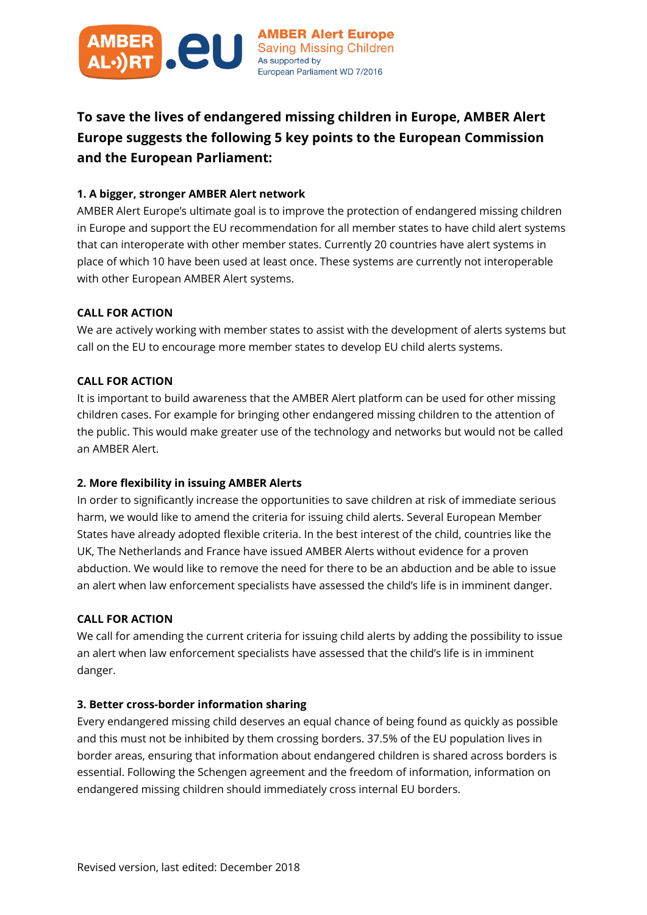AMBER Alert Europe
Saving Missing Children
As supported by
European Parliament WD 7/2016

## To save the lives of endangered missing children in Europe, AMBER Alert Europe suggests the following 5 key points to the European Commission and the European Parliament:

### 1. A bigger, stronger AMBER Alert network

AMBER Alert Europe's ultimate goal is to improve the protection of endangered missing children in Europe and support the EU recommendation for all member states to have child alert systems that can interoperate with other member states. Currently 20 countries have alert systems in place of which 10 have been used at least once. These systems are currently not interoperable with other European AMBER Alert systems.

**CALL FOR ACTION**

We are actively working with member states to assist with the development of alerts systems but call on the EU to encourage more member states to develop EU child alerts systems.

**CALL FOR ACTION**

It is important to build awareness that the AMBER Alert platform can be used for other missing children cases. For example for bringing other endangered missing children to the attention of the public. This would make greater use of the technology and networks but would not be called an AMBER Alert.

### 2. More flexibility in issuing AMBER Alerts

In order to significantly increase the opportunities to save children at risk of immediate serious harm, we would like to amend the criteria for issuing child alerts. Several European Member States have already adopted flexible criteria. In the best interest of the child, countries like the UK, The Netherlands and France have issued AMBER Alerts without evidence for a proven abduction. We would like to remove the need for there to be an abduction and be able to issue an alert when law enforcement specialists have assessed the child's life is in imminent danger.

**CALL FOR ACTION**

We call for amending the current criteria for issuing child alerts by adding the possibility to issue an alert when law enforcement specialists have assessed that the child's life is in imminent danger.

### 3. Better cross-border information sharing

Every endangered missing child deserves an equal chance of being found as quickly as possible and this must not be inhibited by them crossing borders. 37.5% of the EU population lives in border areas, ensuring that information about endangered children is shared across borders is essential. Following the Schengen agreement and the freedom of information, information on endangered missing children should immediately cross internal EU borders.

Revised version, last edited: December 2018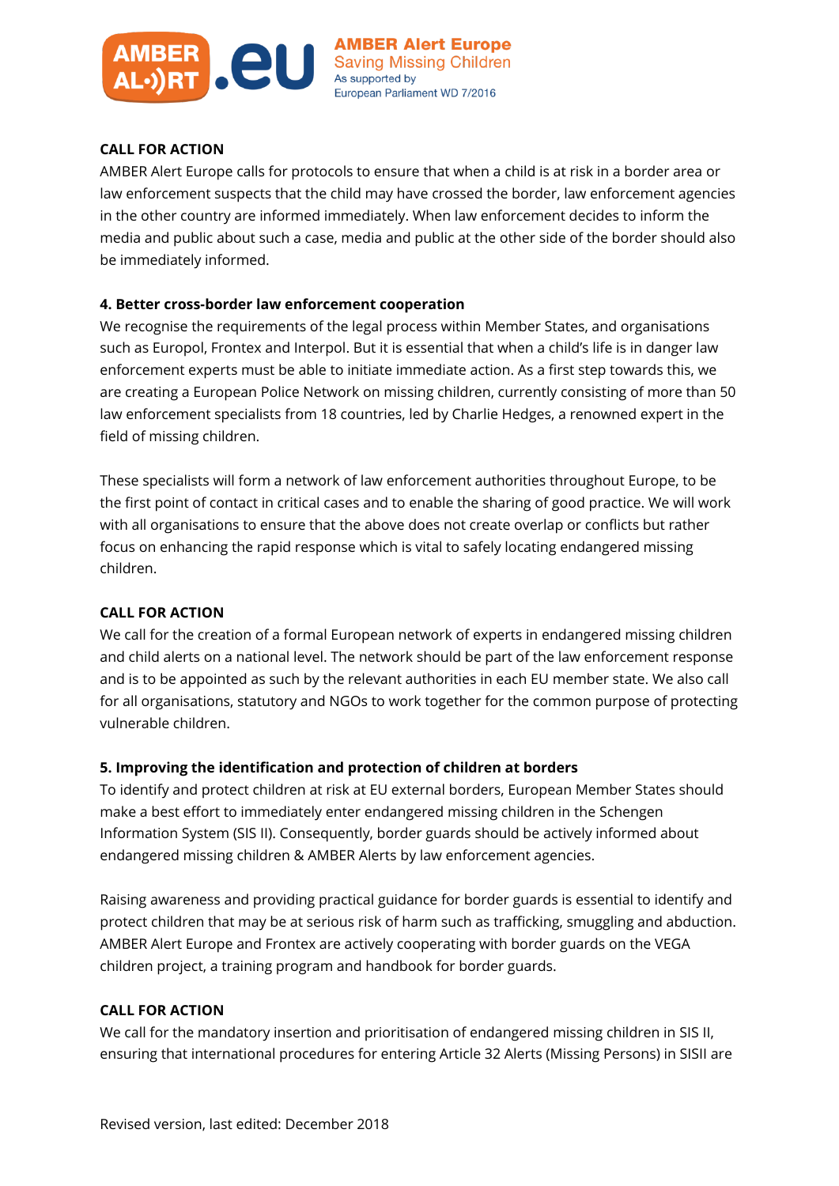**CALL FOR ACTION**

AMBER Alert Europe calls for protocols to ensure that when a child is at risk in a border area or law enforcement suspects that the child may have crossed the border, law enforcement agencies in the other country are informed immediately. When law enforcement decides to inform the media and public about such a case, media and public at the other side of the border should also be immediately informed.

**4. Better cross-border law enforcement cooperation**

We recognise the requirements of the legal process within Member States, and organisations such as Europol, Frontex and Interpol. But it is essential that when a child's life is in danger law enforcement experts must be able to initiate immediate action. As a first step towards this, we are creating a European Police Network on missing children, currently consisting of more than 50 law enforcement specialists from 18 countries, led by Charlie Hedges, a renowned expert in the field of missing children.

These specialists will form a network of law enforcement authorities throughout Europe, to be the first point of contact in critical cases and to enable the sharing of good practice. We will work with all organisations to ensure that the above does not create overlap or conflicts but rather focus on enhancing the rapid response which is vital to safely locating endangered missing children.

**CALL FOR ACTION**

We call for the creation of a formal European network of experts in endangered missing children and child alerts on a national level. The network should be part of the law enforcement response and is to be appointed as such by the relevant authorities in each EU member state. We also call for all organisations, statutory and NGOs to work together for the common purpose of protecting vulnerable children.

**5. Improving the identification and protection of children at borders**

To identify and protect children at risk at EU external borders, European Member States should make a best effort to immediately enter endangered missing children in the Schengen Information System (SIS II). Consequently, border guards should be actively informed about endangered missing children & AMBER Alerts by law enforcement agencies.

Raising awareness and providing practical guidance for border guards is essential to identify and protect children that may be at serious risk of harm such as trafficking, smuggling and abduction. AMBER Alert Europe and Frontex are actively cooperating with border guards on the VEGA children project, a training program and handbook for border guards.

**CALL FOR ACTION**

We call for the mandatory insertion and prioritisation of endangered missing children in SIS II, ensuring that international procedures for entering Article 32 Alerts (Missing Persons) in SISII are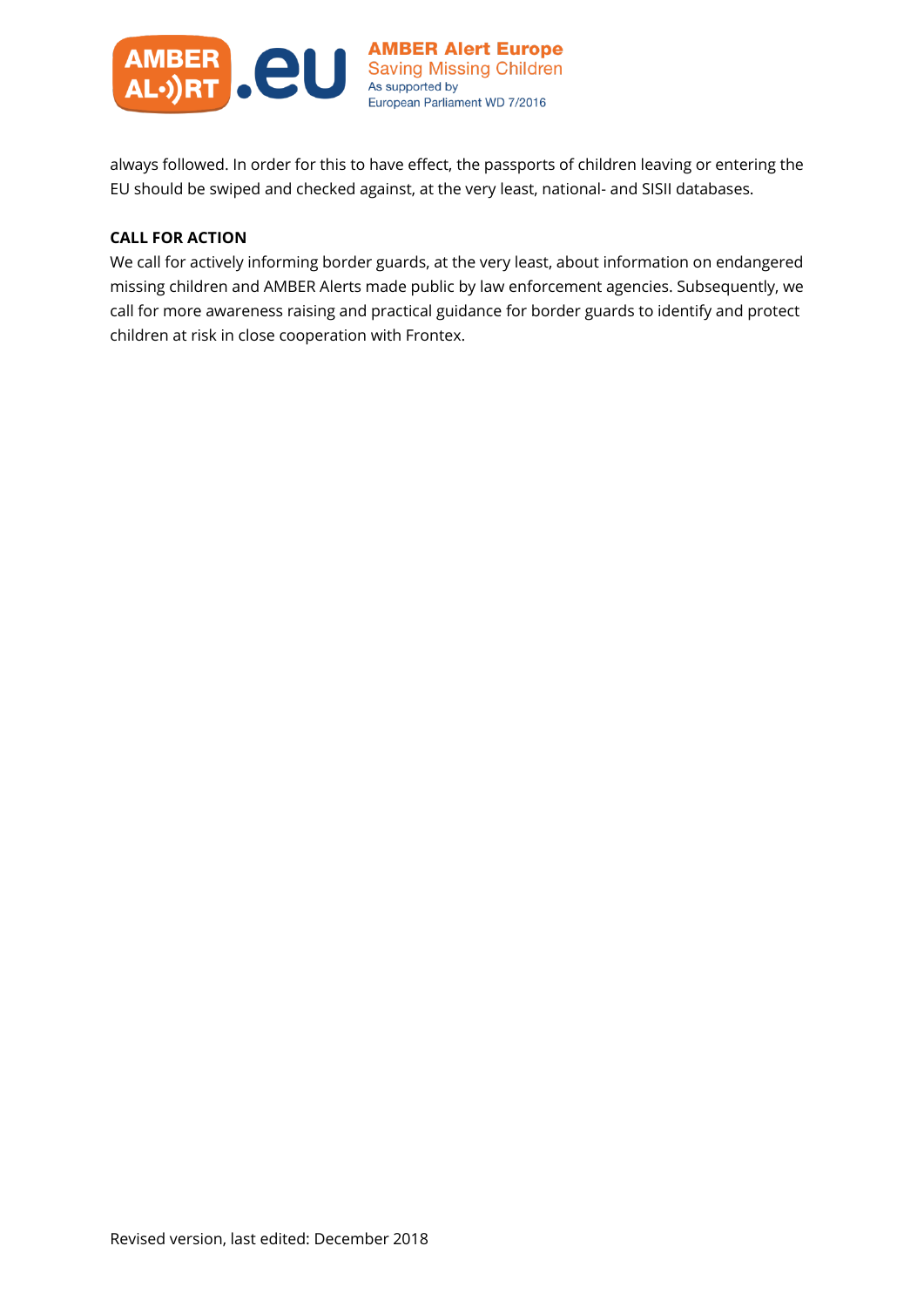always followed. In order for this to have effect, the passports of children leaving or entering the EU should be swiped and checked against, at the very least, national- and SISII databases.

**CALL FOR ACTION**

We call for actively informing border guards, at the very least, about information on endangered missing children and AMBER Alerts made public by law enforcement agencies. Subsequently, we call for more awareness raising and practical guidance for border guards to identify and protect children at risk in close cooperation with Frontex.

Revised version, last edited: December 2018